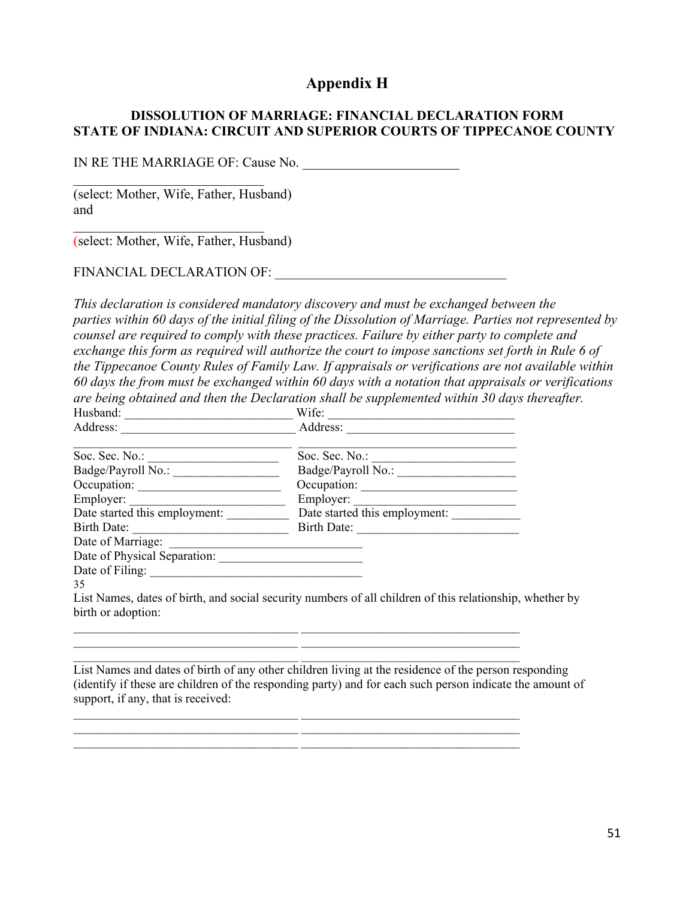# Appendix H

### DISSOLUTION OF MARRIAGE: FINANCIAL DECLARATION FORM
### STATE OF INDIANA: CIRCUIT AND SUPERIOR COURTS OF TIPPECANOE COUNTY

IN RE THE MARRIAGE OF: Cause No. ________________________

______________________________
(select: Mother, Wife, Father, Husband)
and

______________________________
(select: Mother, Wife, Father, Husband)

FINANCIAL DECLARATION OF: ___________________________________

*This declaration is considered mandatory discovery and must be exchanged between the parties within 60 days of the initial filing of the Dissolution of Marriage. Parties not represented by counsel are required to comply with these practices. Failure by either party to complete and exchange this form as required will authorize the court to impose sanctions set forth in Rule 6 of the Tippecanoe County Rules of Family Law. If appraisals or verifications are not available within 60 days the from must be exchanged within 60 days with a notation that appraisals or verifications are being obtained and then the Declaration shall be supplemented within 30 days thereafter.*

| | |
|---|---|
| Husband: __________________________ | Wife: _____________________________ |
| Address: ___________________________ | Address: __________________________ |
| __________________________________ | __________________________________ |
| Soc. Sec. No.: ____________________ | Soc. Sec. No.: ______________________ |
| Badge/Payroll No.: ________________ | Badge/Payroll No.: __________________ |
| Occupation: ______________________ | Occupation: ________________________ |
| Employer: ________________________ | Employer: __________________________ |
| Date started this employment: __________ | Date started this employment: ___________ |
| Birth Date: ________________________ | Birth Date: _________________________ |

Date of Marriage: ______________________________

Date of Physical Separation: _______________________

Date of Filing: ________________________________

35

List Names, dates of birth, and social security numbers of all children of this relationship, whether by birth or adoption:

__________________________________ __________________________________
__________________________________ __________________________________
__________________________________ __________________________________

List Names and dates of birth of any other children living at the residence of the person responding (identify if these are children of the responding party) and for each such person indicate the amount of support, if any, that is received:

__________________________________ __________________________________
__________________________________ __________________________________
__________________________________ __________________________________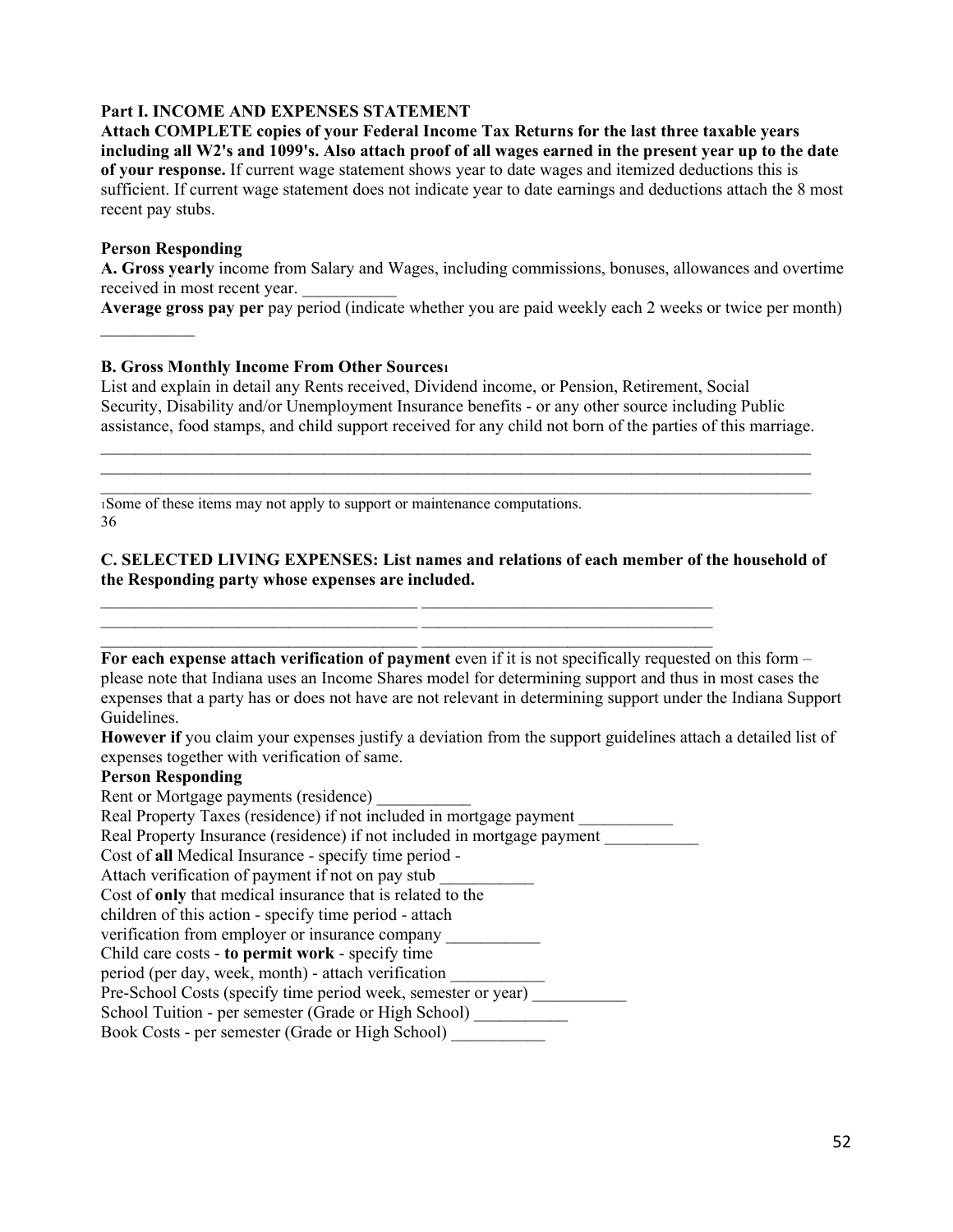**Part I. INCOME AND EXPENSES STATEMENT**

**Attach COMPLETE copies of your Federal Income Tax Returns for the last three taxable years including all W2's and 1099's. Also attach proof of all wages earned in the present year up to the date of your response.** If current wage statement shows year to date wages and itemized deductions this is sufficient. If current wage statement does not indicate year to date earnings and deductions attach the 8 most recent pay stubs.

**Person Responding**

**A. Gross yearly** income from Salary and Wages, including commissions, bonuses, allowances and overtime received in most recent year. ___________

**Average gross pay per** pay period (indicate whether you are paid weekly each 2 weeks or twice per month) ___________

**B. Gross Monthly Income From Other Sources**[1]

List and explain in detail any Rents received, Dividend income, or Pension, Retirement, Social Security, Disability and/or Unemployment Insurance benefits - or any other source including Public assistance, food stamps, and child support received for any child not born of the parties of this marriage.

_________________________________________________________________________________________

_________________________________________________________________________________________

_________________________________________________________________________________________

[1]Some of these items may not apply to support or maintenance computations.
36

**C. SELECTED LIVING EXPENSES: List names and relations of each member of the household of the Responding party whose expenses are included.**

_____________________________________ ___________________________________

_____________________________________ ___________________________________

_____________________________________ ___________________________________

**For each expense attach verification of payment** even if it is not specifically requested on this form – please note that Indiana uses an Income Shares model for determining support and thus in most cases the expenses that a party has or does not have are not relevant in determining support under the Indiana Support Guidelines.

**However if** you claim your expenses justify a deviation from the support guidelines attach a detailed list of expenses together with verification of same.

**Person Responding**

Rent or Mortgage payments (residence) ___________

Real Property Taxes (residence) if not included in mortgage payment ___________

Real Property Insurance (residence) if not included in mortgage payment ___________

Cost of **all** Medical Insurance - specify time period -
Attach verification of payment if not on pay stub ___________

Cost of **only** that medical insurance that is related to the
children of this action - specify time period - attach
verification from employer or insurance company ___________

Child care costs - **to permit work** - specify time
period (per day, week, month) - attach verification ___________

Pre-School Costs (specify time period week, semester or year) ___________

School Tuition - per semester (Grade or High School) ___________

Book Costs - per semester (Grade or High School) ___________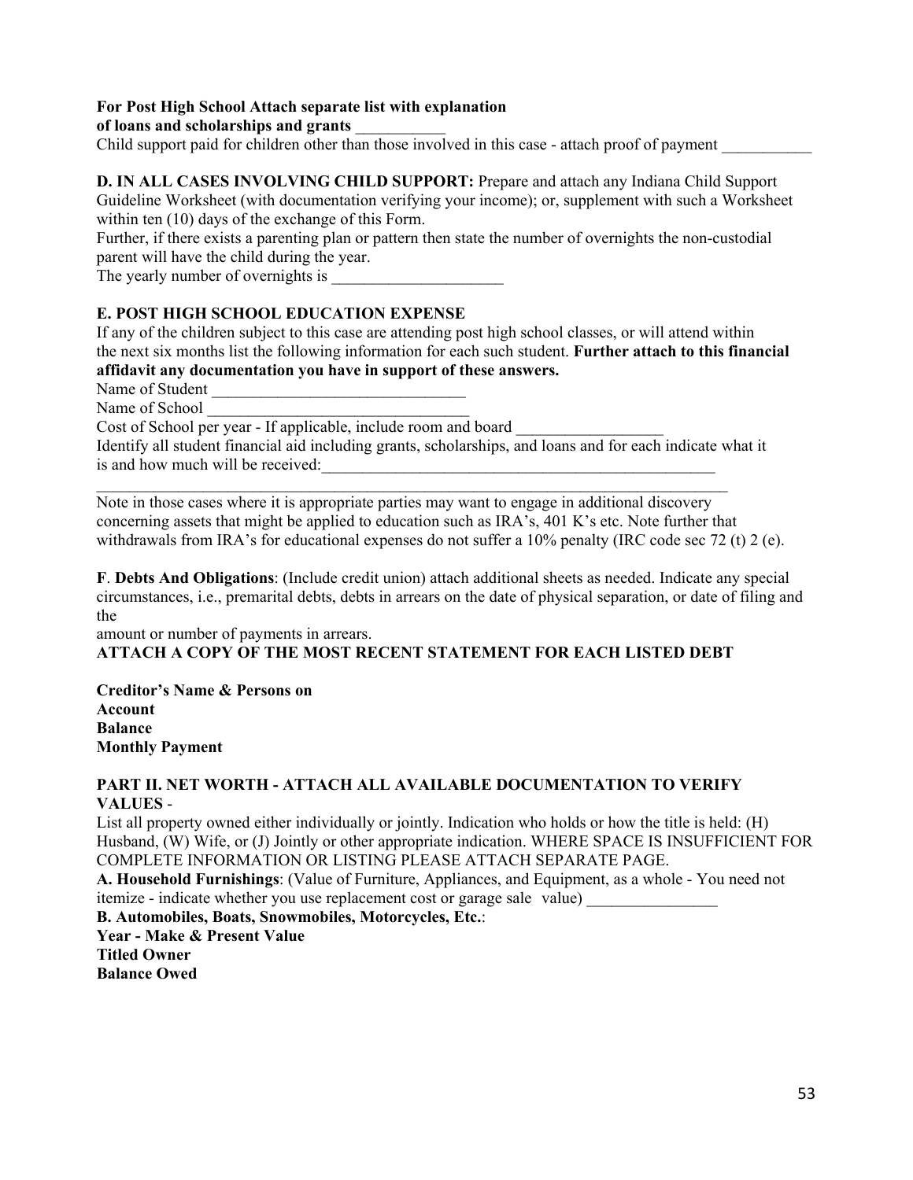**For Post High School Attach separate list with explanation of loans and scholarships and grants** ___________

Child support paid for children other than those involved in this case - attach proof of payment ___________

**D. IN ALL CASES INVOLVING CHILD SUPPORT:** Prepare and attach any Indiana Child Support Guideline Worksheet (with documentation verifying your income); or, supplement with such a Worksheet within ten (10) days of the exchange of this Form.

Further, if there exists a parenting plan or pattern then state the number of overnights the non-custodial parent will have the child during the year.

The yearly number of overnights is _____________________

**E. POST HIGH SCHOOL EDUCATION EXPENSE**

If any of the children subject to this case are attending post high school classes, or will attend within the next six months list the following information for each such student. **Further attach to this financial affidavit any documentation you have in support of these answers.**

Name of Student _______________________________

Name of School ________________________________

Cost of School per year - If applicable, include room and board _________________

Identify all student financial aid including grants, scholarships, and loans and for each indicate what it is and how much will be received:___________________________________________________

_____________________________________________________________________________

Note in those cases where it is appropriate parties may want to engage in additional discovery concerning assets that might be applied to education such as IRA's, 401 K's etc. Note further that withdrawals from IRA's for educational expenses do not suffer a 10% penalty (IRC code sec 72 (t) 2 (e).

**F**. **Debts And Obligations**: (Include credit union) attach additional sheets as needed. Indicate any special circumstances, i.e., premarital debts, debts in arrears on the date of physical separation, or date of filing and the amount or number of payments in arrears.

**ATTACH A COPY OF THE MOST RECENT STATEMENT FOR EACH LISTED DEBT**

**Creditor's Name & Persons on Account**
**Balance**
**Monthly Payment**

**PART II. NET WORTH - ATTACH ALL AVAILABLE DOCUMENTATION TO VERIFY VALUES** -

List all property owned either individually or jointly. Indication who holds or how the title is held: (H) Husband, (W) Wife, or (J) Jointly or other appropriate indication. WHERE SPACE IS INSUFFICIENT FOR COMPLETE INFORMATION OR LISTING PLEASE ATTACH SEPARATE PAGE.

**A. Household Furnishings**: (Value of Furniture, Appliances, and Equipment, as a whole - You need not itemize - indicate whether you use replacement cost or garage sale value) ________________

**B. Automobiles, Boats, Snowmobiles, Motorcycles, Etc.**:

**Year - Make & Present Value**
**Titled Owner**
**Balance Owed**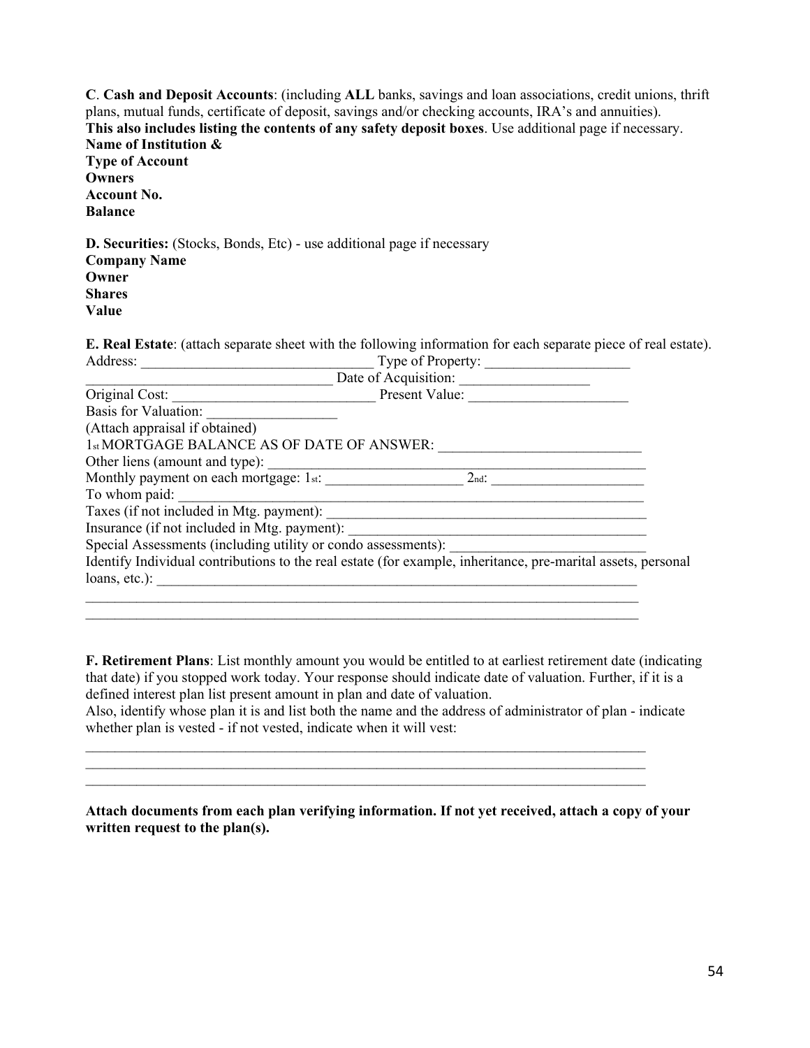**C**. **Cash and Deposit Accounts**: (including **ALL** banks, savings and loan associations, credit unions, thrift plans, mutual funds, certificate of deposit, savings and/or checking accounts, IRA's and annuities). **This also includes listing the contents of any safety deposit boxes**. Use additional page if necessary.

**Name of Institution &**
**Type of Account**
**Owners**
**Account No.**
**Balance**

**D. Securities:** (Stocks, Bonds, Etc) - use additional page if necessary

**Company Name**
**Owner**
**Shares**
**Value**

**E. Real Estate**: (attach separate sheet with the following information for each separate piece of real estate).

Address: ________________________________ Type of Property: ____________________

__________________________________ Date of Acquisition: __________________

Original Cost: ___________________________ Present Value: ______________________

Basis for Valuation: _________________

(Attach appraisal if obtained)

1st MORTGAGE BALANCE AS OF DATE OF ANSWER: ____________________________

Other liens (amount and type): _____________________________________________________

Monthly payment on each mortgage: 1st: __________________ 2nd: _____________________

To whom paid: _________________________________________________________________

Taxes (if not included in Mtg. payment): ____________________________________________

Insurance (if not included in Mtg. payment): _________________________________________

Special Assessments (including utility or condo assessments): ___________________________

Identify Individual contributions to the real estate (for example, inheritance, pre-marital assets, personal loans, etc.): ______________________________________________________________________

______________________________________________________________________________

______________________________________________________________________________

**F. Retirement Plans**: List monthly amount you would be entitled to at earliest retirement date (indicating that date) if you stopped work today. Your response should indicate date of valuation. Further, if it is a defined interest plan list present amount in plan and date of valuation.

Also, identify whose plan it is and list both the name and the address of administrator of plan - indicate whether plan is vested - if not vested, indicate when it will vest:

______________________________________________________________________________

______________________________________________________________________________

______________________________________________________________________________

**Attach documents from each plan verifying information. If not yet received, attach a copy of your written request to the plan(s).**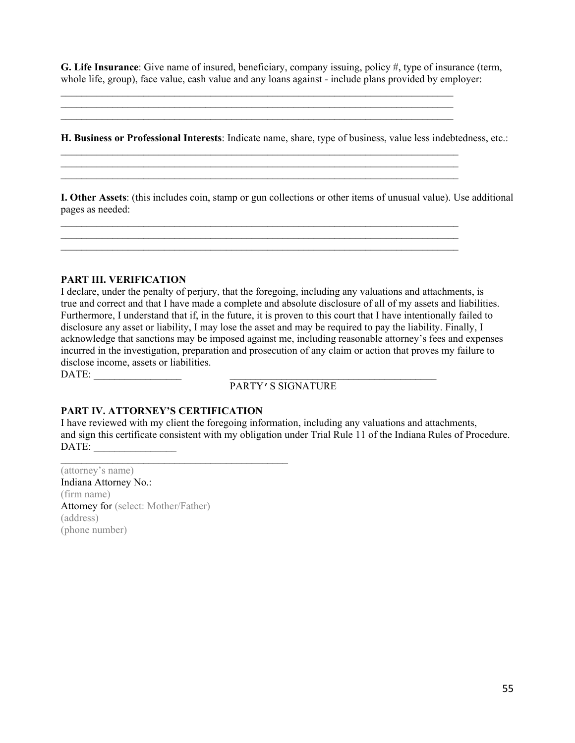**G. Life Insurance**: Give name of insured, beneficiary, company issuing, policy #, type of insurance (term, whole life, group), face value, cash value and any loans against - include plans provided by employer:

\_\_\_\_\_\_\_\_\_\_\_\_\_\_\_\_\_\_\_\_\_\_\_\_\_\_\_\_\_\_\_\_\_\_\_\_\_\_\_\_\_\_\_\_\_\_\_\_\_\_\_\_\_\_\_\_\_\_\_\_\_\_\_\_\_\_\_\_\_\_\_\_\_\_\_\_\_\_
\_\_\_\_\_\_\_\_\_\_\_\_\_\_\_\_\_\_\_\_\_\_\_\_\_\_\_\_\_\_\_\_\_\_\_\_\_\_\_\_\_\_\_\_\_\_\_\_\_\_\_\_\_\_\_\_\_\_\_\_\_\_\_\_\_\_\_\_\_\_\_\_\_\_\_\_\_\_
\_\_\_\_\_\_\_\_\_\_\_\_\_\_\_\_\_\_\_\_\_\_\_\_\_\_\_\_\_\_\_\_\_\_\_\_\_\_\_\_\_\_\_\_\_\_\_\_\_\_\_\_\_\_\_\_\_\_\_\_\_\_\_\_\_\_\_\_\_\_\_\_\_\_\_\_\_\_

**H. Business or Professional Interests**: Indicate name, share, type of business, value less indebtedness, etc.:

\_\_\_\_\_\_\_\_\_\_\_\_\_\_\_\_\_\_\_\_\_\_\_\_\_\_\_\_\_\_\_\_\_\_\_\_\_\_\_\_\_\_\_\_\_\_\_\_\_\_\_\_\_\_\_\_\_\_\_\_\_\_\_\_\_\_\_\_\_\_\_\_\_\_\_\_\_\_
\_\_\_\_\_\_\_\_\_\_\_\_\_\_\_\_\_\_\_\_\_\_\_\_\_\_\_\_\_\_\_\_\_\_\_\_\_\_\_\_\_\_\_\_\_\_\_\_\_\_\_\_\_\_\_\_\_\_\_\_\_\_\_\_\_\_\_\_\_\_\_\_\_\_\_\_\_\_
\_\_\_\_\_\_\_\_\_\_\_\_\_\_\_\_\_\_\_\_\_\_\_\_\_\_\_\_\_\_\_\_\_\_\_\_\_\_\_\_\_\_\_\_\_\_\_\_\_\_\_\_\_\_\_\_\_\_\_\_\_\_\_\_\_\_\_\_\_\_\_\_\_\_\_\_\_\_

**I. Other Assets**: (this includes coin, stamp or gun collections or other items of unusual value). Use additional pages as needed:

\_\_\_\_\_\_\_\_\_\_\_\_\_\_\_\_\_\_\_\_\_\_\_\_\_\_\_\_\_\_\_\_\_\_\_\_\_\_\_\_\_\_\_\_\_\_\_\_\_\_\_\_\_\_\_\_\_\_\_\_\_\_\_\_\_\_\_\_\_\_\_\_\_\_\_\_\_\_
\_\_\_\_\_\_\_\_\_\_\_\_\_\_\_\_\_\_\_\_\_\_\_\_\_\_\_\_\_\_\_\_\_\_\_\_\_\_\_\_\_\_\_\_\_\_\_\_\_\_\_\_\_\_\_\_\_\_\_\_\_\_\_\_\_\_\_\_\_\_\_\_\_\_\_\_\_\_
\_\_\_\_\_\_\_\_\_\_\_\_\_\_\_\_\_\_\_\_\_\_\_\_\_\_\_\_\_\_\_\_\_\_\_\_\_\_\_\_\_\_\_\_\_\_\_\_\_\_\_\_\_\_\_\_\_\_\_\_\_\_\_\_\_\_\_\_\_\_\_\_\_\_\_\_\_\_

**PART III. VERIFICATION**

I declare, under the penalty of perjury, that the foregoing, including any valuations and attachments, is true and correct and that I have made a complete and absolute disclosure of all of my assets and liabilities. Furthermore, I understand that if, in the future, it is proven to this court that I have intentionally failed to disclosure any asset or liability, I may lose the asset and may be required to pay the liability. Finally, I acknowledge that sanctions may be imposed against me, including reasonable attorney's fees and expenses incurred in the investigation, preparation and prosecution of any claim or action that proves my failure to disclose income, assets or liabilities.

DATE: \_\_\_\_\_\_\_\_\_\_\_\_\_\_\_\_ \_\_\_\_\_\_\_\_\_\_\_\_\_\_\_\_\_\_\_\_\_\_\_\_\_\_\_\_\_\_\_\_\_\_\_\_\_\_\_\_\_

PARTY'S SIGNATURE

**PART IV. ATTORNEY'S CERTIFICATION**

I have reviewed with my client the foregoing information, including any valuations and attachments, and sign this certificate consistent with my obligation under Trial Rule 11 of the Indiana Rules of Procedure.

DATE: \_\_\_\_\_\_\_\_\_\_\_\_\_\_\_\_

\_\_\_\_\_\_\_\_\_\_\_\_\_\_\_\_\_\_\_\_\_\_\_\_\_\_\_\_\_\_\_\_\_\_\_\_\_\_\_\_\_\_\_\_\_\_
(attorney's name)
Indiana Attorney No.:
(firm name)
Attorney for (select: Mother/Father)
(address)
(phone number)